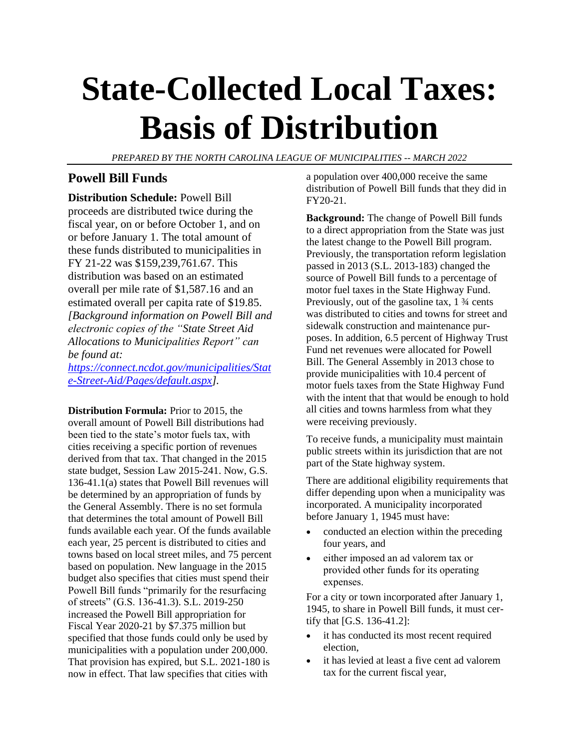# State-Collected Local Taxes: Basis of Distribution

*PREPARED BY THE NORTH CAROLINA LEAGUE OF MUNICIPALITIES -- MARCH 2022*

## Powell Bill Funds

**Distribution Schedule:** Powell Bill proceeds are distributed twice during the fiscal year, on or before October 1, and on or before January 1. The total amount of these funds distributed to municipalities in FY 21-22 was $159,239,761.67. This distribution was based on an estimated overall per mile rate of $1,587.16 and an estimated overall per capita rate of $19.85. *[Background information on Powell Bill and electronic copies of the "State Street Aid Allocations to Municipalities Report" can be found at: [https://connect.ncdot.gov/municipalities/State-Street-Aid/Pages/default.aspx](https://connect.ncdot.gov/municipalities/State-Street-Aid/Pages/default.aspx)].*

**Distribution Formula:** Prior to 2015, the overall amount of Powell Bill distributions had been tied to the state's motor fuels tax, with cities receiving a specific portion of revenues derived from that tax. That changed in the 2015 state budget, Session Law 2015-241. Now, G.S. 136-41.1(a) states that Powell Bill revenues will be determined by an appropriation of funds by the General Assembly. There is no set formula that determines the total amount of Powell Bill funds available each year. Of the funds available each year, 25 percent is distributed to cities and towns based on local street miles, and 75 percent based on population. New language in the 2015 budget also specifies that cities must spend their Powell Bill funds "primarily for the resurfacing of streets" (G.S. 136-41.3). S.L. 2019-250 increased the Powell Bill appropriation for Fiscal Year 2020-21 by $7.375 million but specified that those funds could only be used by municipalities with a population under 200,000. That provision has expired, but S.L. 2021-180 is now in effect. That law specifies that cities with a population over 400,000 receive the same distribution of Powell Bill funds that they did in FY20-21.

**Background:** The change of Powell Bill funds to a direct appropriation from the State was just the latest change to the Powell Bill program. Previously, the transportation reform legislation passed in 2013 (S.L. 2013-183) changed the source of Powell Bill funds to a percentage of motor fuel taxes in the State Highway Fund. Previously, out of the gasoline tax, 1 ¾ cents was distributed to cities and towns for street and sidewalk construction and maintenance purposes. In addition, 6.5 percent of Highway Trust Fund net revenues were allocated for Powell Bill. The General Assembly in 2013 chose to provide municipalities with 10.4 percent of motor fuels taxes from the State Highway Fund with the intent that that would be enough to hold all cities and towns harmless from what they were receiving previously.

To receive funds, a municipality must maintain public streets within its jurisdiction that are not part of the State highway system.

There are additional eligibility requirements that differ depending upon when a municipality was incorporated. A municipality incorporated before January 1, 1945 must have:

- conducted an election within the preceding four years, and
- either imposed an ad valorem tax or provided other funds for its operating expenses.

For a city or town incorporated after January 1, 1945, to share in Powell Bill funds, it must certify that [G.S. 136-41.2]:

- it has conducted its most recent required election,
- it has levied at least a five cent ad valorem tax for the current fiscal year,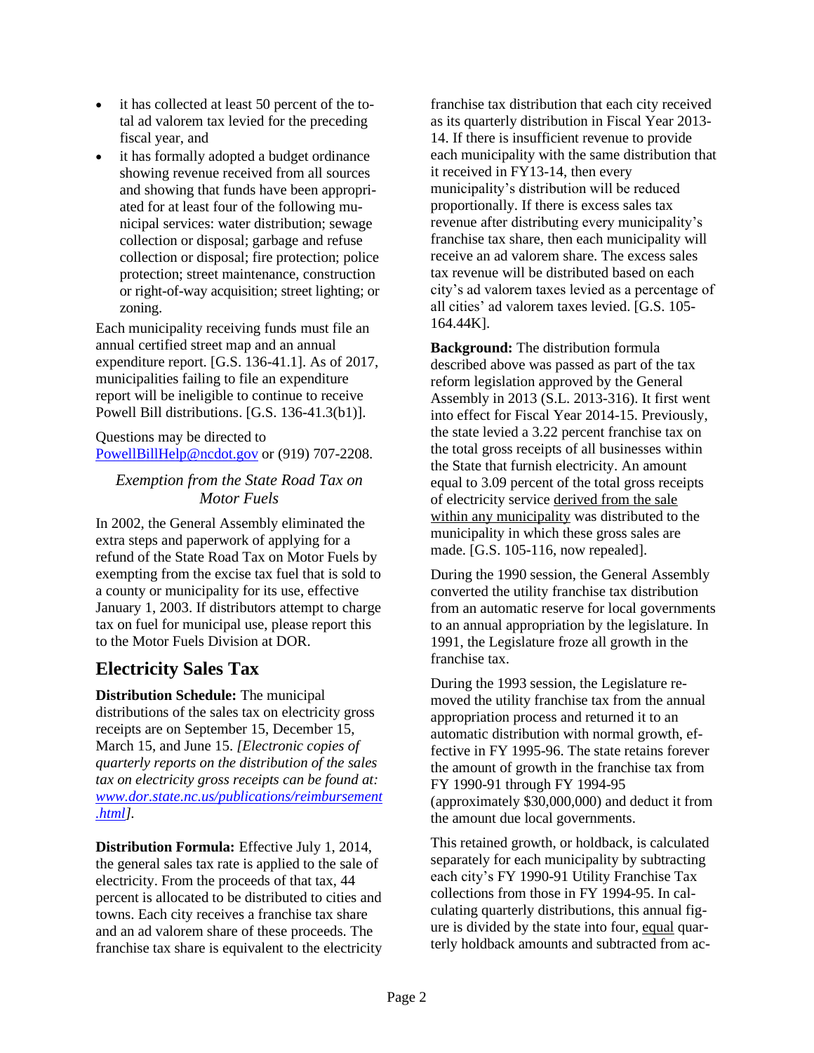- it has collected at least 50 percent of the total ad valorem tax levied for the preceding fiscal year, and
- it has formally adopted a budget ordinance showing revenue received from all sources and showing that funds have been appropriated for at least four of the following municipal services: water distribution; sewage collection or disposal; garbage and refuse collection or disposal; fire protection; police protection; street maintenance, construction or right-of-way acquisition; street lighting; or zoning.

Each municipality receiving funds must file an annual certified street map and an annual expenditure report. [G.S. 136-41.1]. As of 2017, municipalities failing to file an expenditure report will be ineligible to continue to receive Powell Bill distributions. [G.S. 136-41.3(b1)].

Questions may be directed to PowellBillHelp@ncdot.gov or (919) 707-2208.

### *Exemption from the State Road Tax on Motor Fuels*

In 2002, the General Assembly eliminated the extra steps and paperwork of applying for a refund of the State Road Tax on Motor Fuels by exempting from the excise tax fuel that is sold to a county or municipality for its use, effective January 1, 2003. If distributors attempt to charge tax on fuel for municipal use, please report this to the Motor Fuels Division at DOR.

## Electricity Sales Tax

**Distribution Schedule:** The municipal distributions of the sales tax on electricity gross receipts are on September 15, December 15, March 15, and June 15. *[Electronic copies of quarterly reports on the distribution of the sales tax on electricity gross receipts can be found at: www.dor.state.nc.us/publications/reimbursement.html].*

**Distribution Formula:** Effective July 1, 2014, the general sales tax rate is applied to the sale of electricity. From the proceeds of that tax, 44 percent is allocated to be distributed to cities and towns. Each city receives a franchise tax share and an ad valorem share of these proceeds. The franchise tax share is equivalent to the electricity franchise tax distribution that each city received as its quarterly distribution in Fiscal Year 2013-14. If there is insufficient revenue to provide each municipality with the same distribution that it received in FY13-14, then every municipality's distribution will be reduced proportionally. If there is excess sales tax revenue after distributing every municipality's franchise tax share, then each municipality will receive an ad valorem share. The excess sales tax revenue will be distributed based on each city's ad valorem taxes levied as a percentage of all cities' ad valorem taxes levied. [G.S. 105-164.44K].

**Background:** The distribution formula described above was passed as part of the tax reform legislation approved by the General Assembly in 2013 (S.L. 2013-316). It first went into effect for Fiscal Year 2014-15. Previously, the state levied a 3.22 percent franchise tax on the total gross receipts of all businesses within the State that furnish electricity. An amount equal to 3.09 percent of the total gross receipts of electricity service <u>derived from the sale within any municipality</u> was distributed to the municipality in which these gross sales are made. [G.S. 105-116, now repealed].

During the 1990 session, the General Assembly converted the utility franchise tax distribution from an automatic reserve for local governments to an annual appropriation by the legislature. In 1991, the Legislature froze all growth in the franchise tax.

During the 1993 session, the Legislature removed the utility franchise tax from the annual appropriation process and returned it to an automatic distribution with normal growth, effective in FY 1995-96. The state retains forever the amount of growth in the franchise tax from FY 1990-91 through FY 1994-95 (approximately $30,000,000) and deduct it from the amount due local governments.

This retained growth, or holdback, is calculated separately for each municipality by subtracting each city's FY 1990-91 Utility Franchise Tax collections from those in FY 1994-95. In calculating quarterly distributions, this annual figure is divided by the state into four, <u>equal</u> quarterly holdback amounts and subtracted from ac-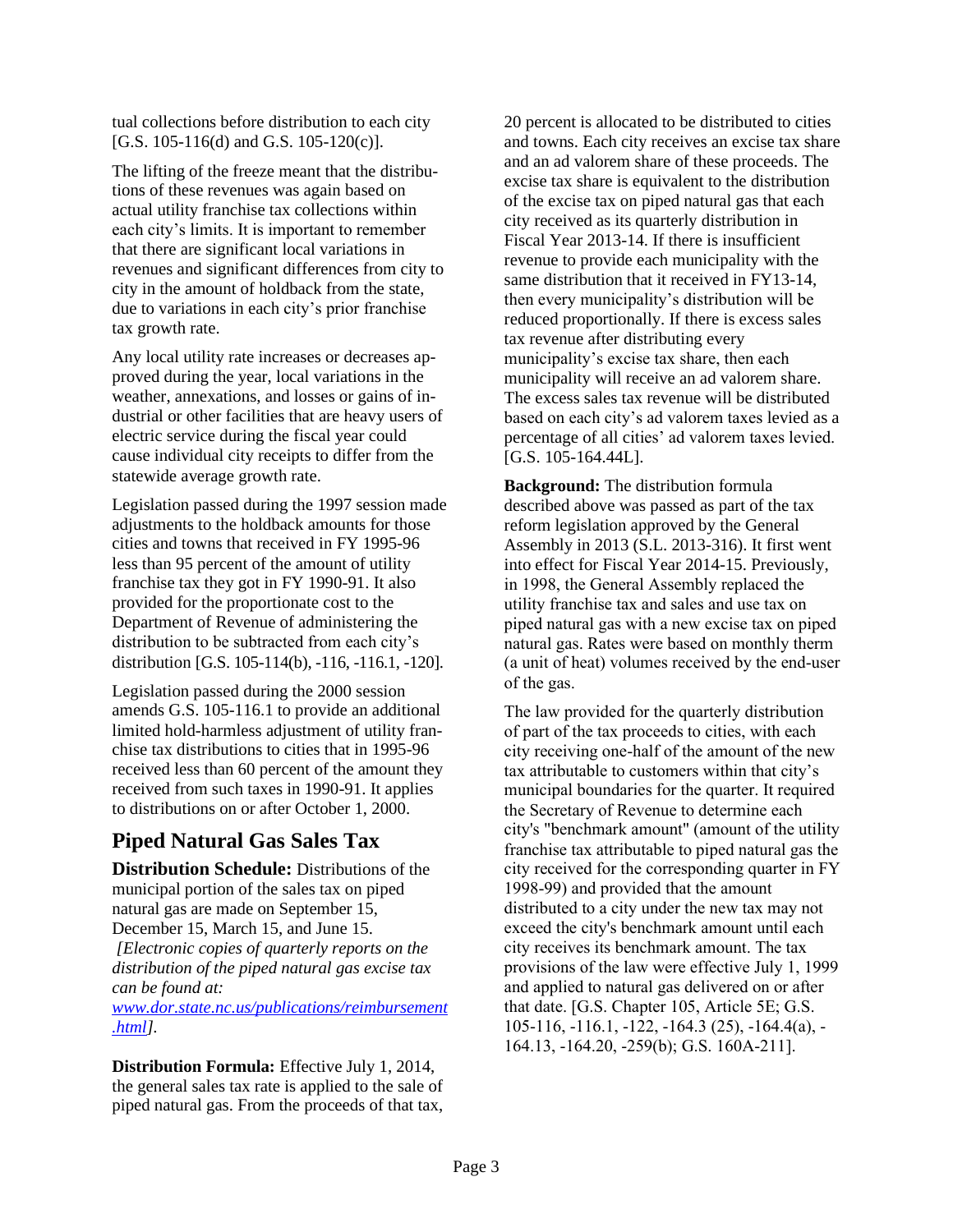tual collections before distribution to each city [G.S. 105-116(d) and G.S. 105-120(c)].

The lifting of the freeze meant that the distributions of these revenues was again based on actual utility franchise tax collections within each city's limits. It is important to remember that there are significant local variations in revenues and significant differences from city to city in the amount of holdback from the state, due to variations in each city's prior franchise tax growth rate.

Any local utility rate increases or decreases approved during the year, local variations in the weather, annexations, and losses or gains of industrial or other facilities that are heavy users of electric service during the fiscal year could cause individual city receipts to differ from the statewide average growth rate.

Legislation passed during the 1997 session made adjustments to the holdback amounts for those cities and towns that received in FY 1995-96 less than 95 percent of the amount of utility franchise tax they got in FY 1990-91. It also provided for the proportionate cost to the Department of Revenue of administering the distribution to be subtracted from each city's distribution [G.S. 105-114(b), -116, -116.1, -120].

Legislation passed during the 2000 session amends G.S. 105-116.1 to provide an additional limited hold-harmless adjustment of utility franchise tax distributions to cities that in 1995-96 received less than 60 percent of the amount they received from such taxes in 1990-91. It applies to distributions on or after October 1, 2000.

## Piped Natural Gas Sales Tax

**Distribution Schedule:** Distributions of the municipal portion of the sales tax on piped natural gas are made on September 15, December 15, March 15, and June 15. *[Electronic copies of quarterly reports on the distribution of the piped natural gas excise tax can be found at: [www.dor.state.nc.us/publications/reimbursement.html](www.dor.state.nc.us/publications/reimbursement.html)].*

**Distribution Formula:** Effective July 1, 2014, the general sales tax rate is applied to the sale of piped natural gas. From the proceeds of that tax, 20 percent is allocated to be distributed to cities and towns. Each city receives an excise tax share and an ad valorem share of these proceeds. The excise tax share is equivalent to the distribution of the excise tax on piped natural gas that each city received as its quarterly distribution in Fiscal Year 2013-14. If there is insufficient revenue to provide each municipality with the same distribution that it received in FY13-14, then every municipality's distribution will be reduced proportionally. If there is excess sales tax revenue after distributing every municipality's excise tax share, then each municipality will receive an ad valorem share. The excess sales tax revenue will be distributed based on each city's ad valorem taxes levied as a percentage of all cities' ad valorem taxes levied. [G.S. 105-164.44L].

**Background:** The distribution formula described above was passed as part of the tax reform legislation approved by the General Assembly in 2013 (S.L. 2013-316). It first went into effect for Fiscal Year 2014-15. Previously, in 1998, the General Assembly replaced the utility franchise tax and sales and use tax on piped natural gas with a new excise tax on piped natural gas. Rates were based on monthly therm (a unit of heat) volumes received by the end-user of the gas.

The law provided for the quarterly distribution of part of the tax proceeds to cities, with each city receiving one-half of the amount of the new tax attributable to customers within that city's municipal boundaries for the quarter. It required the Secretary of Revenue to determine each city's "benchmark amount" (amount of the utility franchise tax attributable to piped natural gas the city received for the corresponding quarter in FY 1998-99) and provided that the amount distributed to a city under the new tax may not exceed the city's benchmark amount until each city receives its benchmark amount. The tax provisions of the law were effective July 1, 1999 and applied to natural gas delivered on or after that date. [G.S. Chapter 105, Article 5E; G.S. 105-116, -116.1, -122, -164.3 (25), -164.4(a), -164.13, -164.20, -259(b); G.S. 160A-211].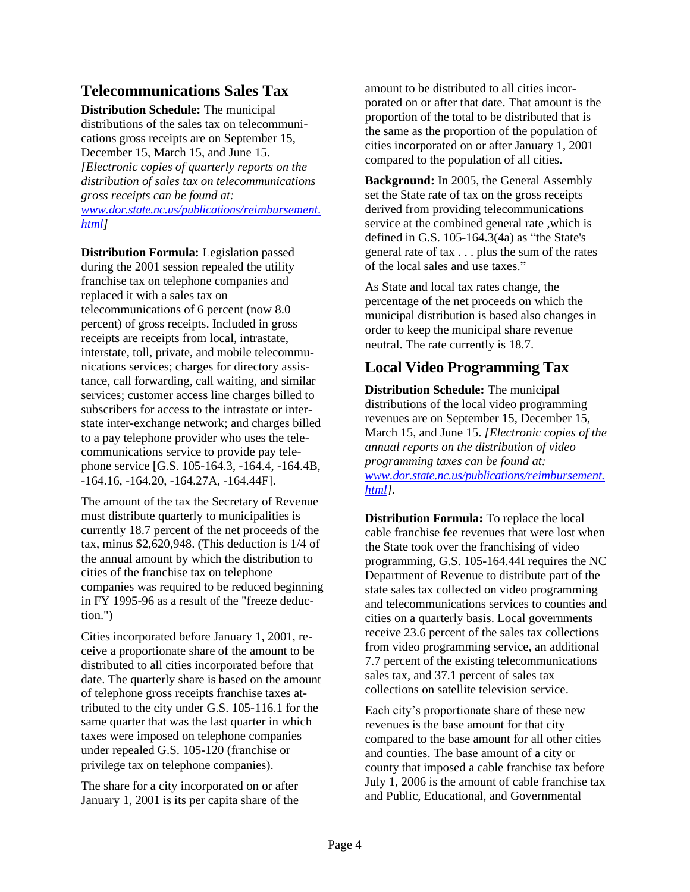## Telecommunications Sales Tax

**Distribution Schedule:** The municipal distributions of the sales tax on telecommunications gross receipts are on September 15, December 15, March 15, and June 15. *[Electronic copies of quarterly reports on the distribution of sales tax on telecommunications gross receipts can be found at: [www.dor.state.nc.us/publications/reimbursement.html](www.dor.state.nc.us/publications/reimbursement.html)]*

**Distribution Formula:** Legislation passed during the 2001 session repealed the utility franchise tax on telephone companies and replaced it with a sales tax on telecommunications of 6 percent (now 8.0 percent) of gross receipts. Included in gross receipts are receipts from local, intrastate, interstate, toll, private, and mobile telecommunications services; charges for directory assistance, call forwarding, call waiting, and similar services; customer access line charges billed to subscribers for access to the intrastate or interstate inter-exchange network; and charges billed to a pay telephone provider who uses the telecommunications service to provide pay telephone service [G.S. 105-164.3, -164.4, -164.4B, -164.16, -164.20, -164.27A, -164.44F].

The amount of the tax the Secretary of Revenue must distribute quarterly to municipalities is currently 18.7 percent of the net proceeds of the tax, minus $2,620,948. (This deduction is 1/4 of the annual amount by which the distribution to cities of the franchise tax on telephone companies was required to be reduced beginning in FY 1995-96 as a result of the "freeze deduction.")

Cities incorporated before January 1, 2001, receive a proportionate share of the amount to be distributed to all cities incorporated before that date. The quarterly share is based on the amount of telephone gross receipts franchise taxes attributed to the city under G.S. 105-116.1 for the same quarter that was the last quarter in which taxes were imposed on telephone companies under repealed G.S. 105-120 (franchise or privilege tax on telephone companies).

The share for a city incorporated on or after January 1, 2001 is its per capita share of the amount to be distributed to all cities incorporated on or after that date. That amount is the proportion of the total to be distributed that is the same as the proportion of the population of cities incorporated on or after January 1, 2001 compared to the population of all cities.

**Background:** In 2005, the General Assembly set the State rate of tax on the gross receipts derived from providing telecommunications service at the combined general rate ,which is defined in G.S. 105-164.3(4a) as "the State's general rate of tax . . . plus the sum of the rates of the local sales and use taxes."

As State and local tax rates change, the percentage of the net proceeds on which the municipal distribution is based also changes in order to keep the municipal share revenue neutral. The rate currently is 18.7.

## Local Video Programming Tax

**Distribution Schedule:** The municipal distributions of the local video programming revenues are on September 15, December 15, March 15, and June 15. *[Electronic copies of the annual reports on the distribution of video programming taxes can be found at: [www.dor.state.nc.us/publications/reimbursement.html](www.dor.state.nc.us/publications/reimbursement.html)]*.

**Distribution Formula:** To replace the local cable franchise fee revenues that were lost when the State took over the franchising of video programming, G.S. 105-164.44I requires the NC Department of Revenue to distribute part of the state sales tax collected on video programming and telecommunications services to counties and cities on a quarterly basis. Local governments receive 23.6 percent of the sales tax collections from video programming service, an additional 7.7 percent of the existing telecommunications sales tax, and 37.1 percent of sales tax collections on satellite television service.

Each city's proportionate share of these new revenues is the base amount for that city compared to the base amount for all other cities and counties. The base amount of a city or county that imposed a cable franchise tax before July 1, 2006 is the amount of cable franchise tax and Public, Educational, and Governmental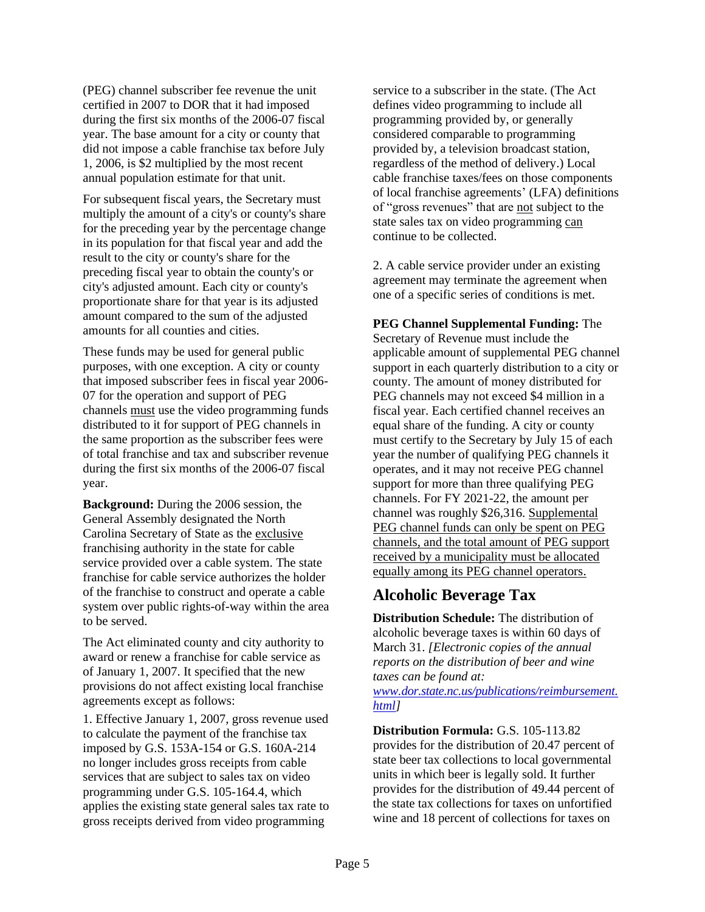(PEG) channel subscriber fee revenue the unit certified in 2007 to DOR that it had imposed during the first six months of the 2006-07 fiscal year. The base amount for a city or county that did not impose a cable franchise tax before July 1, 2006, is $2 multiplied by the most recent annual population estimate for that unit.

For subsequent fiscal years, the Secretary must multiply the amount of a city's or county's share for the preceding year by the percentage change in its population for that fiscal year and add the result to the city or county's share for the preceding fiscal year to obtain the county's or city's adjusted amount. Each city or county's proportionate share for that year is its adjusted amount compared to the sum of the adjusted amounts for all counties and cities.

These funds may be used for general public purposes, with one exception. A city or county that imposed subscriber fees in fiscal year 2006-07 for the operation and support of PEG channels must use the video programming funds distributed to it for support of PEG channels in the same proportion as the subscriber fees were of total franchise and tax and subscriber revenue during the first six months of the 2006-07 fiscal year.

**Background:** During the 2006 session, the General Assembly designated the North Carolina Secretary of State as the exclusive franchising authority in the state for cable service provided over a cable system. The state franchise for cable service authorizes the holder of the franchise to construct and operate a cable system over public rights-of-way within the area to be served.

The Act eliminated county and city authority to award or renew a franchise for cable service as of January 1, 2007. It specified that the new provisions do not affect existing local franchise agreements except as follows:

1. Effective January 1, 2007, gross revenue used to calculate the payment of the franchise tax imposed by G.S. 153A-154 or G.S. 160A-214 no longer includes gross receipts from cable services that are subject to sales tax on video programming under G.S. 105-164.4, which applies the existing state general sales tax rate to gross receipts derived from video programming service to a subscriber in the state. (The Act defines video programming to include all programming provided by, or generally considered comparable to programming provided by, a television broadcast station, regardless of the method of delivery.) Local cable franchise taxes/fees on those components of local franchise agreements' (LFA) definitions of "gross revenues" that are not subject to the state sales tax on video programming can continue to be collected.

2. A cable service provider under an existing agreement may terminate the agreement when one of a specific series of conditions is met.

**PEG Channel Supplemental Funding:** The Secretary of Revenue must include the applicable amount of supplemental PEG channel support in each quarterly distribution to a city or county. The amount of money distributed for PEG channels may not exceed $4 million in a fiscal year. Each certified channel receives an equal share of the funding. A city or county must certify to the Secretary by July 15 of each year the number of qualifying PEG channels it operates, and it may not receive PEG channel support for more than three qualifying PEG channels. For FY 2021-22, the amount per channel was roughly $26,316. Supplemental PEG channel funds can only be spent on PEG channels, and the total amount of PEG support received by a municipality must be allocated equally among its PEG channel operators.

## Alcoholic Beverage Tax

**Distribution Schedule:** The distribution of alcoholic beverage taxes is within 60 days of March 31. *[Electronic copies of the annual reports on the distribution of beer and wine taxes can be found at: www.dor.state.nc.us/publications/reimbursement.html]*

**Distribution Formula:** G.S. 105-113.82 provides for the distribution of 20.47 percent of state beer tax collections to local governmental units in which beer is legally sold. It further provides for the distribution of 49.44 percent of the state tax collections for taxes on unfortified wine and 18 percent of collections for taxes on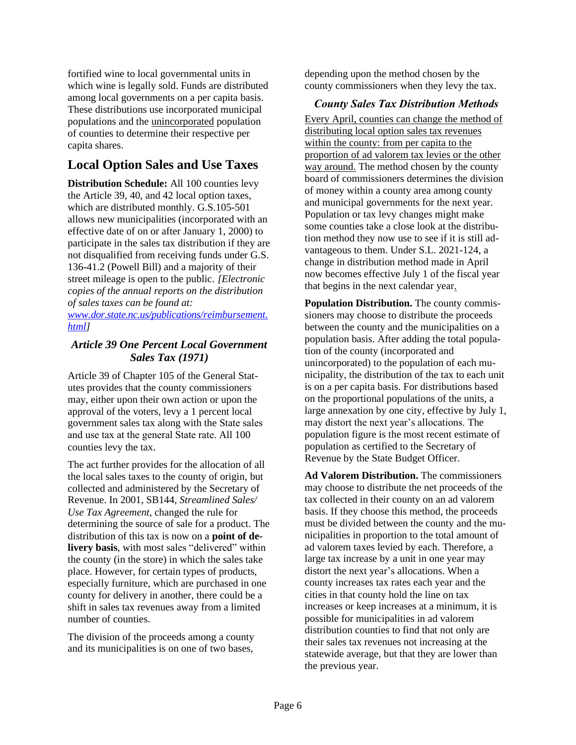fortified wine to local governmental units in which wine is legally sold. Funds are distributed among local governments on a per capita basis. These distributions use incorporated municipal populations and the unincorporated population of counties to determine their respective per capita shares.

## Local Option Sales and Use Taxes

**Distribution Schedule:** All 100 counties levy the Article 39, 40, and 42 local option taxes, which are distributed monthly. G.S.105-501 allows new municipalities (incorporated with an effective date of on or after January 1, 2000) to participate in the sales tax distribution if they are not disqualified from receiving funds under G.S. 136-41.2 (Powell Bill) and a majority of their street mileage is open to the public. *[Electronic copies of the annual reports on the distribution of sales taxes can be found at: www.dor.state.nc.us/publications/reimbursement.html]*

### *Article 39 One Percent Local Government Sales Tax (1971)*

Article 39 of Chapter 105 of the General Statutes provides that the county commissioners may, either upon their own action or upon the approval of the voters, levy a 1 percent local government sales tax along with the State sales and use tax at the general State rate. All 100 counties levy the tax.

The act further provides for the allocation of all the local sales taxes to the county of origin, but collected and administered by the Secretary of Revenue. In 2001, SB144, *Streamlined Sales/Use Tax Agreement*, changed the rule for determining the source of sale for a product. The distribution of this tax is now on a **point of delivery basis**, with most sales "delivered" within the county (in the store) in which the sales take place. However, for certain types of products, especially furniture, which are purchased in one county for delivery in another, there could be a shift in sales tax revenues away from a limited number of counties.

The division of the proceeds among a county and its municipalities is on one of two bases, depending upon the method chosen by the county commissioners when they levy the tax.

### *County Sales Tax Distribution Methods*

Every April, counties can change the method of distributing local option sales tax revenues within the county: from per capita to the proportion of ad valorem tax levies or the other way around. The method chosen by the county board of commissioners determines the division of money within a county area among county and municipal governments for the next year. Population or tax levy changes might make some counties take a close look at the distribution method they now use to see if it is still advantageous to them. Under S.L. 2021-124, a change in distribution method made in April now becomes effective July 1 of the fiscal year that begins in the next calendar year.

**Population Distribution.** The county commissioners may choose to distribute the proceeds between the county and the municipalities on a population basis. After adding the total population of the county (incorporated and unincorporated) to the population of each municipality, the distribution of the tax to each unit is on a per capita basis. For distributions based on the proportional populations of the units, a large annexation by one city, effective by July 1, may distort the next year's allocations. The population figure is the most recent estimate of population as certified to the Secretary of Revenue by the State Budget Officer.

**Ad Valorem Distribution.** The commissioners may choose to distribute the net proceeds of the tax collected in their county on an ad valorem basis. If they choose this method, the proceeds must be divided between the county and the municipalities in proportion to the total amount of ad valorem taxes levied by each. Therefore, a large tax increase by a unit in one year may distort the next year's allocations. When a county increases tax rates each year and the cities in that county hold the line on tax increases or keep increases at a minimum, it is possible for municipalities in ad valorem distribution counties to find that not only are their sales tax revenues not increasing at the statewide average, but that they are lower than the previous year.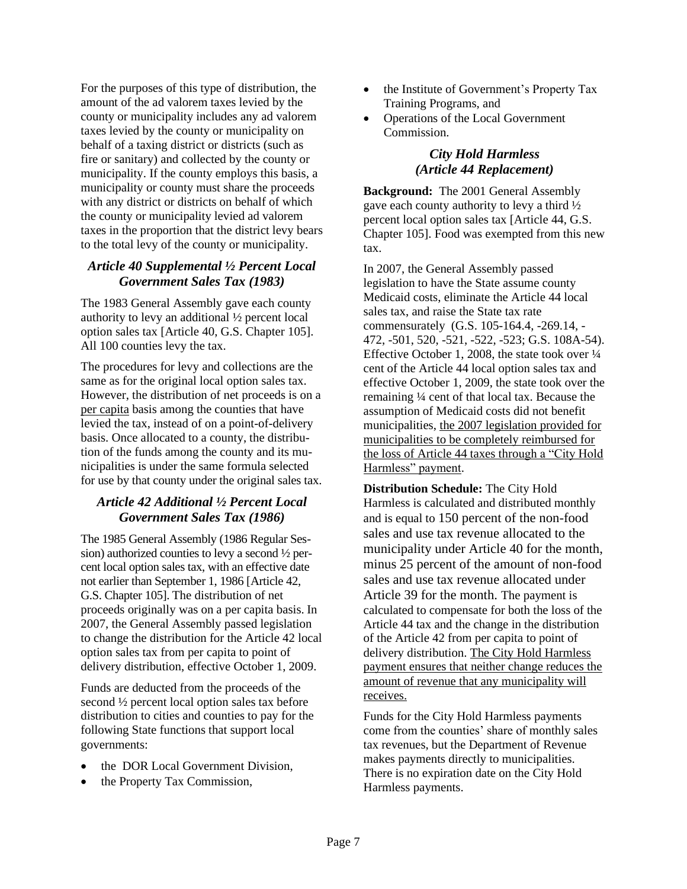For the purposes of this type of distribution, the amount of the ad valorem taxes levied by the county or municipality includes any ad valorem taxes levied by the county or municipality on behalf of a taxing district or districts (such as fire or sanitary) and collected by the county or municipality. If the county employs this basis, a municipality or county must share the proceeds with any district or districts on behalf of which the county or municipality levied ad valorem taxes in the proportion that the district levy bears to the total levy of the county or municipality.

### *Article 40 Supplemental ½ Percent Local Government Sales Tax (1983)*

The 1983 General Assembly gave each county authority to levy an additional ½ percent local option sales tax [Article 40, G.S. Chapter 105]. All 100 counties levy the tax.

The procedures for levy and collections are the same as for the original local option sales tax. However, the distribution of net proceeds is on a per capita basis among the counties that have levied the tax, instead of on a point-of-delivery basis. Once allocated to a county, the distribution of the funds among the county and its municipalities is under the same formula selected for use by that county under the original sales tax.

### *Article 42 Additional ½ Percent Local Government Sales Tax (1986)*

The 1985 General Assembly (1986 Regular Session) authorized counties to levy a second ½ percent local option sales tax, with an effective date not earlier than September 1, 1986 [Article 42, G.S. Chapter 105]. The distribution of net proceeds originally was on a per capita basis. In 2007, the General Assembly passed legislation to change the distribution for the Article 42 local option sales tax from per capita to point of delivery distribution, effective October 1, 2009.

Funds are deducted from the proceeds of the second ½ percent local option sales tax before distribution to cities and counties to pay for the following State functions that support local governments:

- the DOR Local Government Division,
- the Property Tax Commission,
- the Institute of Government's Property Tax Training Programs, and
- Operations of the Local Government Commission.

### *City Hold Harmless (Article 44 Replacement)*

**Background:** The 2001 General Assembly gave each county authority to levy a third ½ percent local option sales tax [Article 44, G.S. Chapter 105]. Food was exempted from this new tax.

In 2007, the General Assembly passed legislation to have the State assume county Medicaid costs, eliminate the Article 44 local sales tax, and raise the State tax rate commensurately (G.S. 105-164.4, -269.14, -472, -501, 520, -521, -522, -523; G.S. 108A-54). Effective October 1, 2008, the state took over ¼ cent of the Article 44 local option sales tax and effective October 1, 2009, the state took over the remaining ¼ cent of that local tax. Because the assumption of Medicaid costs did not benefit municipalities, the 2007 legislation provided for municipalities to be completely reimbursed for the loss of Article 44 taxes through a "City Hold Harmless" payment.

**Distribution Schedule:** The City Hold Harmless is calculated and distributed monthly and is equal to 150 percent of the non-food sales and use tax revenue allocated to the municipality under Article 40 for the month, minus 25 percent of the amount of non-food sales and use tax revenue allocated under Article 39 for the month. The payment is calculated to compensate for both the loss of the Article 44 tax and the change in the distribution of the Article 42 from per capita to point of delivery distribution. The City Hold Harmless payment ensures that neither change reduces the amount of revenue that any municipality will receives.

Funds for the City Hold Harmless payments come from the counties' share of monthly sales tax revenues, but the Department of Revenue makes payments directly to municipalities. There is no expiration date on the City Hold Harmless payments.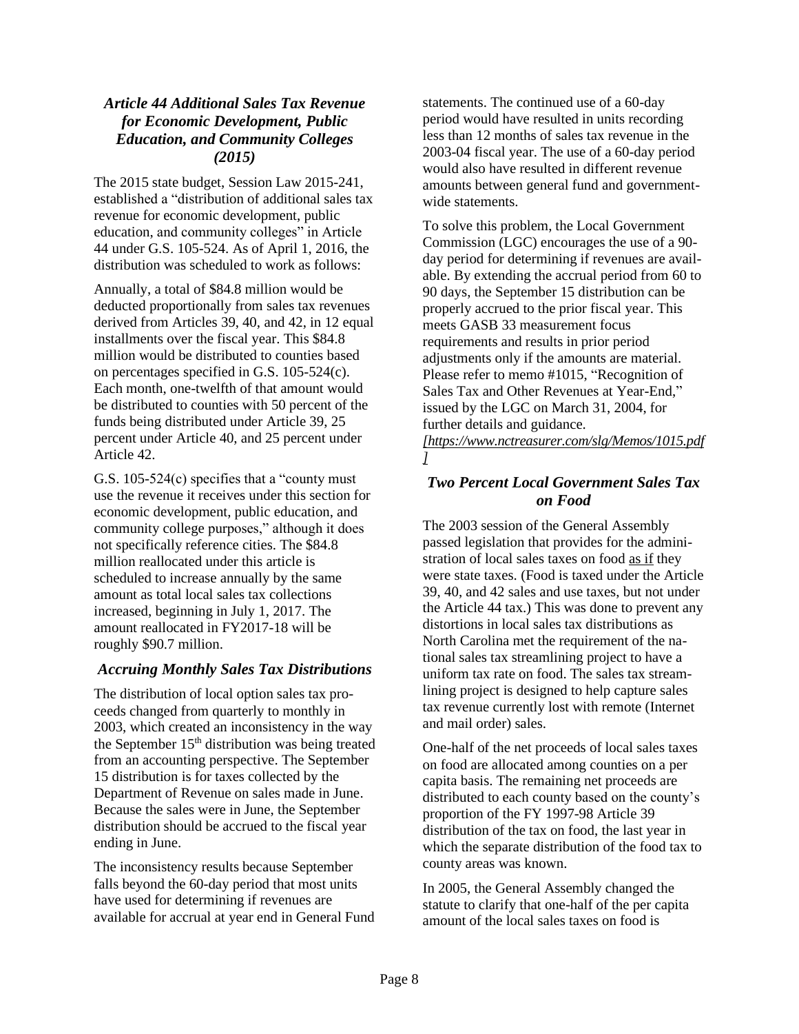### *Article 44 Additional Sales Tax Revenue for Economic Development, Public Education, and Community Colleges (2015)*

The 2015 state budget, Session Law 2015-241, established a "distribution of additional sales tax revenue for economic development, public education, and community colleges" in Article 44 under G.S. 105-524. As of April 1, 2016, the distribution was scheduled to work as follows:

Annually, a total of $84.8 million would be deducted proportionally from sales tax revenues derived from Articles 39, 40, and 42, in 12 equal installments over the fiscal year. This $84.8 million would be distributed to counties based on percentages specified in G.S. 105-524(c). Each month, one-twelfth of that amount would be distributed to counties with 50 percent of the funds being distributed under Article 39, 25 percent under Article 40, and 25 percent under Article 42.

G.S. 105-524(c) specifies that a "county must use the revenue it receives under this section for economic development, public education, and community college purposes," although it does not specifically reference cities. The $84.8 million reallocated under this article is scheduled to increase annually by the same amount as total local sales tax collections increased, beginning in July 1, 2017. The amount reallocated in FY2017-18 will be roughly $90.7 million.

### *Accruing Monthly Sales Tax Distributions*

The distribution of local option sales tax proceeds changed from quarterly to monthly in 2003, which created an inconsistency in the way the September 15th distribution was being treated from an accounting perspective. The September 15 distribution is for taxes collected by the Department of Revenue on sales made in June. Because the sales were in June, the September distribution should be accrued to the fiscal year ending in June.

The inconsistency results because September falls beyond the 60-day period that most units have used for determining if revenues are available for accrual at year end in General Fund statements. The continued use of a 60-day period would have resulted in units recording less than 12 months of sales tax revenue in the 2003-04 fiscal year. The use of a 60-day period would also have resulted in different revenue amounts between general fund and government-wide statements.

To solve this problem, the Local Government Commission (LGC) encourages the use of a 90-day period for determining if revenues are available. By extending the accrual period from 60 to 90 days, the September 15 distribution can be properly accrued to the prior fiscal year. This meets GASB 33 measurement focus requirements and results in prior period adjustments only if the amounts are material. Please refer to memo #1015, "Recognition of Sales Tax and Other Revenues at Year-End," issued by the LGC on March 31, 2004, for further details and guidance. *[https://www.nctreasurer.com/slg/Memos/1015.pdf]*

### *Two Percent Local Government Sales Tax on Food*

The 2003 session of the General Assembly passed legislation that provides for the administration of local sales taxes on food as if they were state taxes. (Food is taxed under the Article 39, 40, and 42 sales and use taxes, but not under the Article 44 tax.) This was done to prevent any distortions in local sales tax distributions as North Carolina met the requirement of the national sales tax streamlining project to have a uniform tax rate on food. The sales tax streamlining project is designed to help capture sales tax revenue currently lost with remote (Internet and mail order) sales.

One-half of the net proceeds of local sales taxes on food are allocated among counties on a per capita basis. The remaining net proceeds are distributed to each county based on the county's proportion of the FY 1997-98 Article 39 distribution of the tax on food, the last year in which the separate distribution of the food tax to county areas was known.

In 2005, the General Assembly changed the statute to clarify that one-half of the per capita amount of the local sales taxes on food is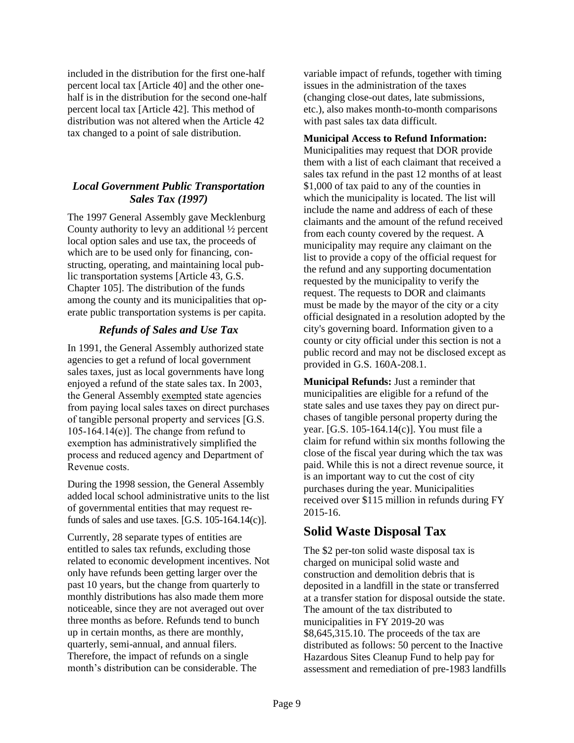included in the distribution for the first one-half percent local tax [Article 40] and the other one-half is in the distribution for the second one-half percent local tax [Article 42]. This method of distribution was not altered when the Article 42 tax changed to a point of sale distribution.

### *Local Government Public Transportation Sales Tax (1997)*

The 1997 General Assembly gave Mecklenburg County authority to levy an additional ½ percent local option sales and use tax, the proceeds of which are to be used only for financing, constructing, operating, and maintaining local public transportation systems [Article 43, G.S. Chapter 105]. The distribution of the funds among the county and its municipalities that operate public transportation systems is per capita.

### *Refunds of Sales and Use Tax*

In 1991, the General Assembly authorized state agencies to get a refund of local government sales taxes, just as local governments have long enjoyed a refund of the state sales tax. In 2003, the General Assembly exempted state agencies from paying local sales taxes on direct purchases of tangible personal property and services [G.S. 105-164.14(e)]. The change from refund to exemption has administratively simplified the process and reduced agency and Department of Revenue costs.

During the 1998 session, the General Assembly added local school administrative units to the list of governmental entities that may request refunds of sales and use taxes. [G.S. 105-164.14(c)].

Currently, 28 separate types of entities are entitled to sales tax refunds, excluding those related to economic development incentives. Not only have refunds been getting larger over the past 10 years, but the change from quarterly to monthly distributions has also made them more noticeable, since they are not averaged out over three months as before. Refunds tend to bunch up in certain months, as there are monthly, quarterly, semi-annual, and annual filers. Therefore, the impact of refunds on a single month's distribution can be considerable. The variable impact of refunds, together with timing issues in the administration of the taxes (changing close-out dates, late submissions, etc.), also makes month-to-month comparisons with past sales tax data difficult.

**Municipal Access to Refund Information:** Municipalities may request that DOR provide them with a list of each claimant that received a sales tax refund in the past 12 months of at least $1,000 of tax paid to any of the counties in which the municipality is located. The list will include the name and address of each of these claimants and the amount of the refund received from each county covered by the request. A municipality may require any claimant on the list to provide a copy of the official request for the refund and any supporting documentation requested by the municipality to verify the request. The requests to DOR and claimants must be made by the mayor of the city or a city official designated in a resolution adopted by the city's governing board. Information given to a county or city official under this section is not a public record and may not be disclosed except as provided in G.S. 160A-208.1.

**Municipal Refunds:** Just a reminder that municipalities are eligible for a refund of the state sales and use taxes they pay on direct purchases of tangible personal property during the year. [G.S. 105-164.14(c)]. You must file a claim for refund within six months following the close of the fiscal year during which the tax was paid. While this is not a direct revenue source, it is an important way to cut the cost of city purchases during the year. Municipalities received over $115 million in refunds during FY 2015-16.

## Solid Waste Disposal Tax

The $2 per-ton solid waste disposal tax is charged on municipal solid waste and construction and demolition debris that is deposited in a landfill in the state or transferred at a transfer station for disposal outside the state. The amount of the tax distributed to municipalities in FY 2019-20 was $8,645,315.10. The proceeds of the tax are distributed as follows: 50 percent to the Inactive Hazardous Sites Cleanup Fund to help pay for assessment and remediation of pre-1983 landfills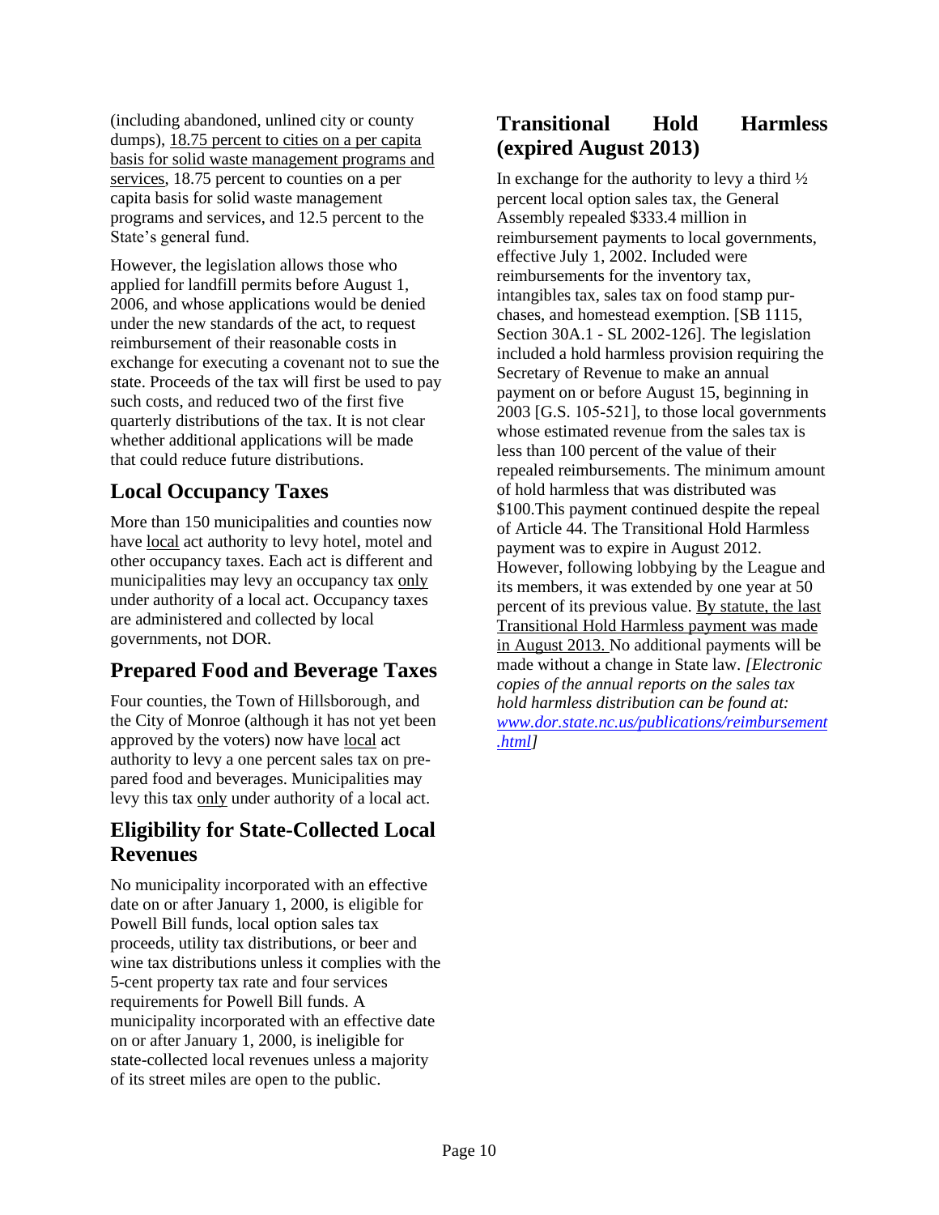(including abandoned, unlined city or county dumps), 18.75 percent to cities on a per capita basis for solid waste management programs and services, 18.75 percent to counties on a per capita basis for solid waste management programs and services, and 12.5 percent to the State's general fund.

However, the legislation allows those who applied for landfill permits before August 1, 2006, and whose applications would be denied under the new standards of the act, to request reimbursement of their reasonable costs in exchange for executing a covenant not to sue the state. Proceeds of the tax will first be used to pay such costs, and reduced two of the first five quarterly distributions of the tax. It is not clear whether additional applications will be made that could reduce future distributions.

## Local Occupancy Taxes

More than 150 municipalities and counties now have local act authority to levy hotel, motel and other occupancy taxes. Each act is different and municipalities may levy an occupancy tax only under authority of a local act. Occupancy taxes are administered and collected by local governments, not DOR.

## Prepared Food and Beverage Taxes

Four counties, the Town of Hillsborough, and the City of Monroe (although it has not yet been approved by the voters) now have local act authority to levy a one percent sales tax on prepared food and beverages. Municipalities may levy this tax only under authority of a local act.

## Eligibility for State-Collected Local Revenues

No municipality incorporated with an effective date on or after January 1, 2000, is eligible for Powell Bill funds, local option sales tax proceeds, utility tax distributions, or beer and wine tax distributions unless it complies with the 5-cent property tax rate and four services requirements for Powell Bill funds. A municipality incorporated with an effective date on or after January 1, 2000, is ineligible for state-collected local revenues unless a majority of its street miles are open to the public.

## Transitional Hold Harmless (expired August 2013)

In exchange for the authority to levy a third ½ percent local option sales tax, the General Assembly repealed $333.4 million in reimbursement payments to local governments, effective July 1, 2002. Included were reimbursements for the inventory tax, intangibles tax, sales tax on food stamp purchases, and homestead exemption. [SB 1115, Section 30A.1 - SL 2002-126]. The legislation included a hold harmless provision requiring the Secretary of Revenue to make an annual payment on or before August 15, beginning in 2003 [G.S. 105-521], to those local governments whose estimated revenue from the sales tax is less than 100 percent of the value of their repealed reimbursements. The minimum amount of hold harmless that was distributed was $100.This payment continued despite the repeal of Article 44. The Transitional Hold Harmless payment was to expire in August 2012. However, following lobbying by the League and its members, it was extended by one year at 50 percent of its previous value. By statute, the last Transitional Hold Harmless payment was made in August 2013. No additional payments will be made without a change in State law. *[Electronic copies of the annual reports on the sales tax hold harmless distribution can be found at: www.dor.state.nc.us/publications/reimbursement.html]*